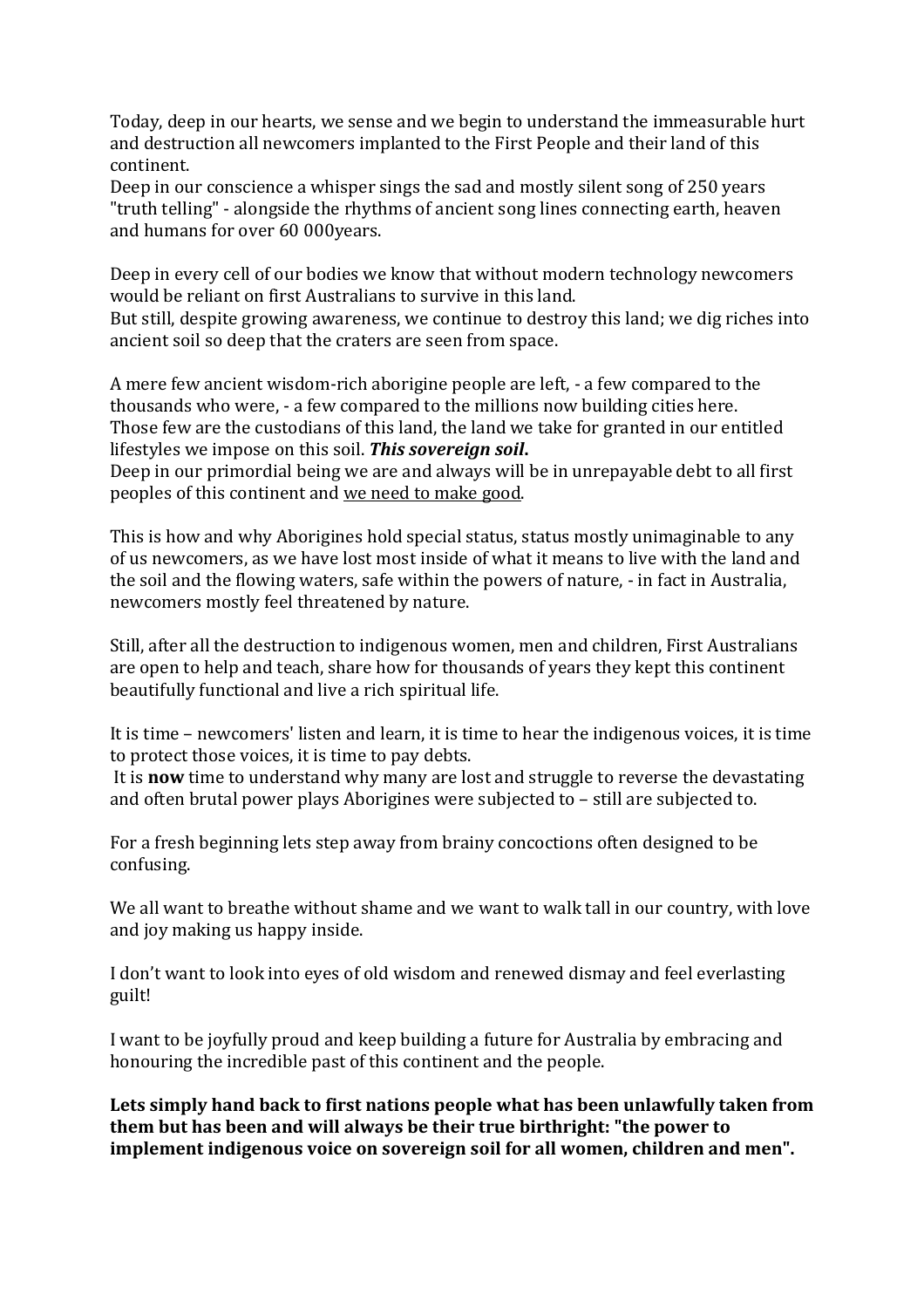Today, deep in our hearts, we sense and we begin to understand the immeasurable hurt and destruction all newcomers implanted to the First People and their land of this continent.
Deep in our conscience a whisper sings the sad and mostly silent song of 250 years "truth telling" - alongside the rhythms of ancient song lines connecting earth, heaven and humans for over 60 000years.

Deep in every cell of our bodies we know that without modern technology newcomers would be reliant on first Australians to survive in this land.
But still, despite growing awareness, we continue to destroy this land; we dig riches into ancient soil so deep that the craters are seen from space.

A mere few ancient wisdom-rich aborigine people are left, - a few compared to the thousands who were, - a few compared to the millions now building cities here.
Those few are the custodians of this land, the land we take for granted in our entitled lifestyles we impose on this soil. ***This sovereign soil*.**
Deep in our primordial being we are and always will be in unrepayable debt to all first peoples of this continent and <u>we need to make good</u>.

This is how and why Aborigines hold special status, status mostly unimaginable to any of us newcomers, as we have lost most inside of what it means to live with the land and the soil and the flowing waters, safe within the powers of nature, - in fact in Australia, newcomers mostly feel threatened by nature.

Still, after all the destruction to indigenous women, men and children, First Australians are open to help and teach, share how for thousands of years they kept this continent beautifully functional and live a rich spiritual life.

It is time – newcomers' listen and learn, it is time to hear the indigenous voices, it is time to protect those voices, it is time to pay debts.
It is **now** time to understand why many are lost and struggle to reverse the devastating and often brutal power plays Aborigines were subjected to – still are subjected to.

For a fresh beginning lets step away from brainy concoctions often designed to be confusing.

We all want to breathe without shame and we want to walk tall in our country, with love and joy making us happy inside.

I don't want to look into eyes of old wisdom and renewed dismay and feel everlasting guilt!

I want to be joyfully proud and keep building a future for Australia by embracing and honouring the incredible past of this continent and the people.

**Lets simply hand back to first nations people what has been unlawfully taken from them but has been and will always be their true birthright: "the power to implement indigenous voice on sovereign soil for all women, children and men".**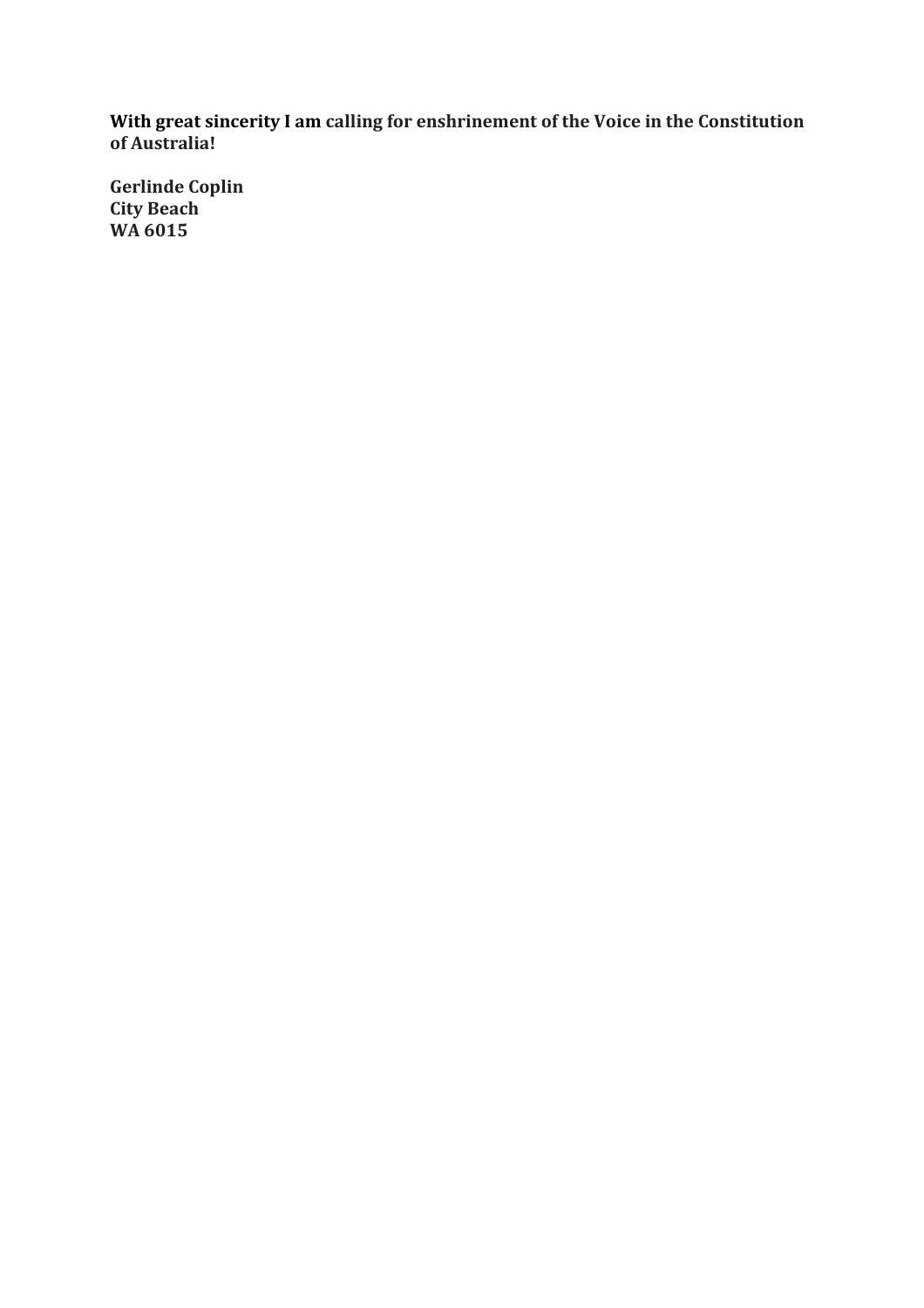**With great sincerity I am calling for enshrinement of the Voice in the Constitution of Australia!**

**Gerlinde Coplin**
**City Beach**
**WA 6015**